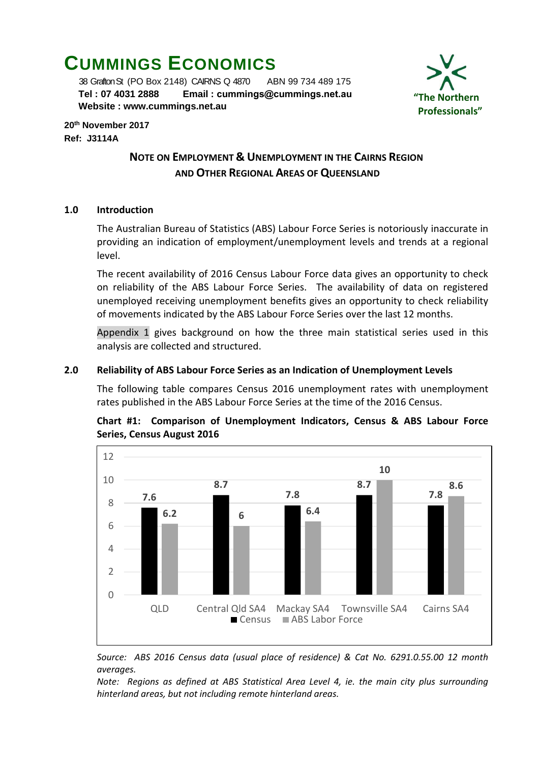# CUMMINGS ECONOMICS

38 Grafton St (PO Box 2148) CAIRNS Q 4870 ABN 99 734 489 175
**Tel : 07 4031 2888 Email : cummings@cummings.net.au**
**Website : www.cummings.net.au**

**"The Northern Professionals"**

**20th November 2017**
**Ref: J3114A**

## NOTE ON EMPLOYMENT & UNEMPLOYMENT IN THE CAIRNS REGION AND OTHER REGIONAL AREAS OF QUEENSLAND

### 1.0 Introduction

The Australian Bureau of Statistics (ABS) Labour Force Series is notoriously inaccurate in providing an indication of employment/unemployment levels and trends at a regional level.

The recent availability of 2016 Census Labour Force data gives an opportunity to check on reliability of the ABS Labour Force Series. The availability of data on registered unemployed receiving unemployment benefits gives an opportunity to check reliability of movements indicated by the ABS Labour Force Series over the last 12 months.

Appendix 1 gives background on how the three main statistical series used in this analysis are collected and structured.

### 2.0 Reliability of ABS Labour Force Series as an Indication of Unemployment Levels

The following table compares Census 2016 unemployment rates with unemployment rates published in the ABS Labour Force Series at the time of the 2016 Census.

**Chart #1: Comparison of Unemployment Indicators, Census & ABS Labour Force Series, Census August 2016**

| Region | Census | ABS Labor Force |
|---|---|---|
| QLD | 7.6 | 6.2 |
| Central Qld SA4 | 8.7 | 6 |
| Mackay SA4 | 7.8 | 6.4 |
| Townsville SA4 | 8.7 | 10 |
| Cairns SA4 | 7.8 | 8.6 |

*Source: ABS 2016 Census data (usual place of residence) & Cat No. 6291.0.55.00 12 month averages.*

*Note: Regions as defined at ABS Statistical Area Level 4, ie. the main city plus surrounding hinterland areas, but not including remote hinterland areas.*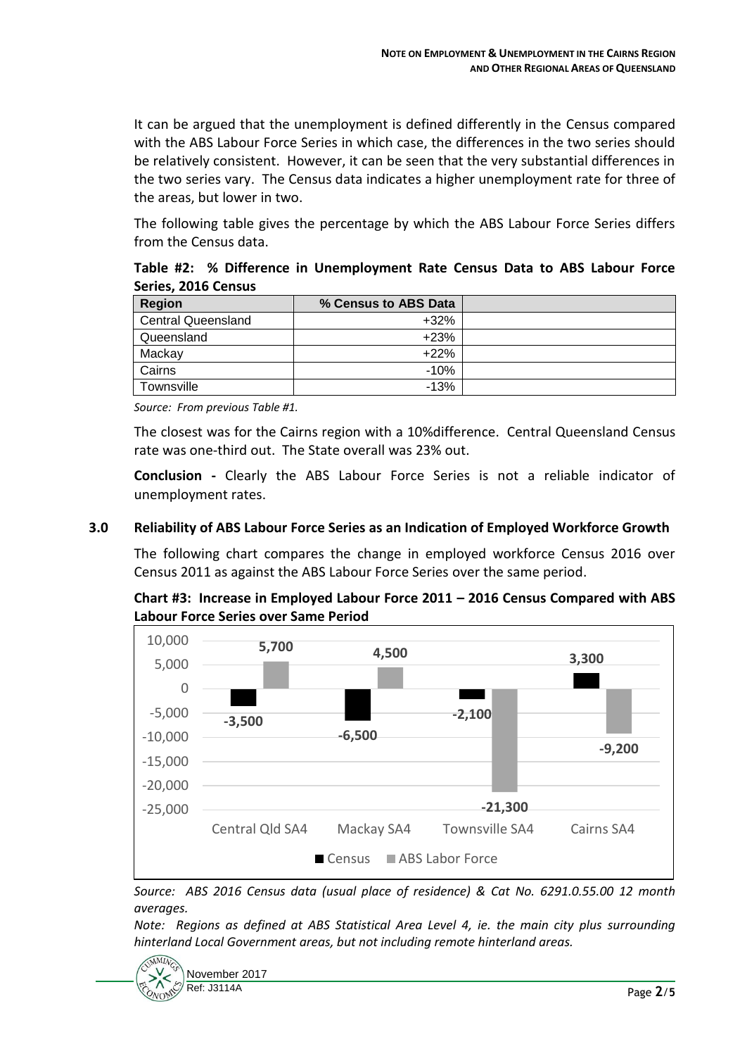It can be argued that the unemployment is defined differently in the Census compared with the ABS Labour Force Series in which case, the differences in the two series should be relatively consistent. However, it can be seen that the very substantial differences in the two series vary. The Census data indicates a higher unemployment rate for three of the areas, but lower in two.

The following table gives the percentage by which the ABS Labour Force Series differs from the Census data.

**Table #2: % Difference in Unemployment Rate Census Data to ABS Labour Force Series, 2016 Census**

| Region | % Census to ABS Data | |
|---|---|---|
| Central Queensland | +32% | |
| Queensland | +23% | |
| Mackay | +22% | |
| Cairns | -10% | |
| Townsville | -13% | |

*Source: From previous Table #1.*

The closest was for the Cairns region with a 10%difference. Central Queensland Census rate was one-third out. The State overall was 23% out.

**Conclusion -** Clearly the ABS Labour Force Series is not a reliable indicator of unemployment rates.

## 3.0 Reliability of ABS Labour Force Series as an Indication of Employed Workforce Growth

The following chart compares the change in employed workforce Census 2016 over Census 2011 as against the ABS Labour Force Series over the same period.

**Chart #3: Increase in Employed Labour Force 2011 – 2016 Census Compared with ABS Labour Force Series over Same Period**

| Region | Census | ABS Labor Force |
|---|---|---|
| Central Qld SA4 | -3,500 | 5,700 |
| Mackay SA4 | -6,500 | 4,500 |
| Townsville SA4 | -2,100 | -21,300 |
| Cairns SA4 | 3,300 | -9,200 |

*Source: ABS 2016 Census data (usual place of residence) & Cat No. 6291.0.55.00 12 month averages.*

*Note: Regions as defined at ABS Statistical Area Level 4, ie. the main city plus surrounding hinterland Local Government areas, but not including remote hinterland areas.*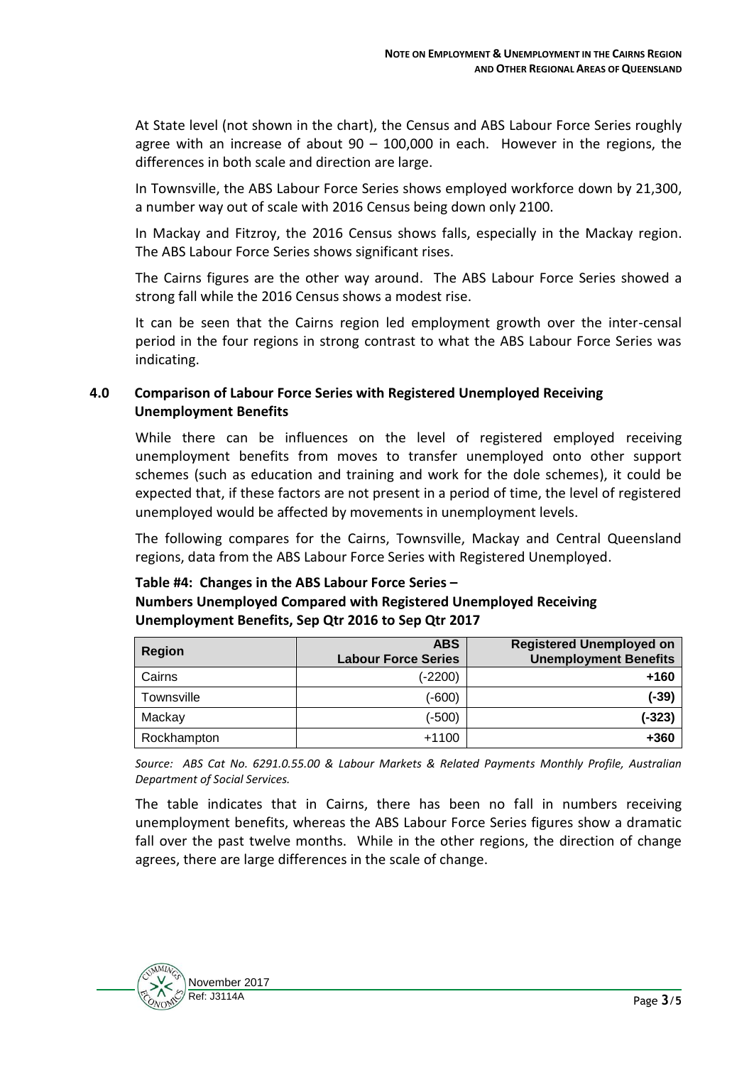At State level (not shown in the chart), the Census and ABS Labour Force Series roughly agree with an increase of about 90 – 100,000 in each. However in the regions, the differences in both scale and direction are large.

In Townsville, the ABS Labour Force Series shows employed workforce down by 21,300, a number way out of scale with 2016 Census being down only 2100.

In Mackay and Fitzroy, the 2016 Census shows falls, especially in the Mackay region. The ABS Labour Force Series shows significant rises.

The Cairns figures are the other way around. The ABS Labour Force Series showed a strong fall while the 2016 Census shows a modest rise.

It can be seen that the Cairns region led employment growth over the inter-censal period in the four regions in strong contrast to what the ABS Labour Force Series was indicating.

## 4.0 Comparison of Labour Force Series with Registered Unemployed Receiving Unemployment Benefits

While there can be influences on the level of registered employed receiving unemployment benefits from moves to transfer unemployed onto other support schemes (such as education and training and work for the dole schemes), it could be expected that, if these factors are not present in a period of time, the level of registered unemployed would be affected by movements in unemployment levels.

The following compares for the Cairns, Townsville, Mackay and Central Queensland regions, data from the ABS Labour Force Series with Registered Unemployed.

**Table #4: Changes in the ABS Labour Force Series – Numbers Unemployed Compared with Registered Unemployed Receiving Unemployment Benefits, Sep Qtr 2016 to Sep Qtr 2017**

| Region | ABS Labour Force Series | Registered Unemployed on Unemployment Benefits |
|---|---:|---:|
| Cairns | (-2200) | **+160** |
| Townsville | (-600) | **(-39)** |
| Mackay | (-500) | **(-323)** |
| Rockhampton | +1100 | **+360** |

*Source: ABS Cat No. 6291.0.55.00 & Labour Markets & Related Payments Monthly Profile, Australian Department of Social Services.*

The table indicates that in Cairns, there has been no fall in numbers receiving unemployment benefits, whereas the ABS Labour Force Series figures show a dramatic fall over the past twelve months. While in the other regions, the direction of change agrees, there are large differences in the scale of change.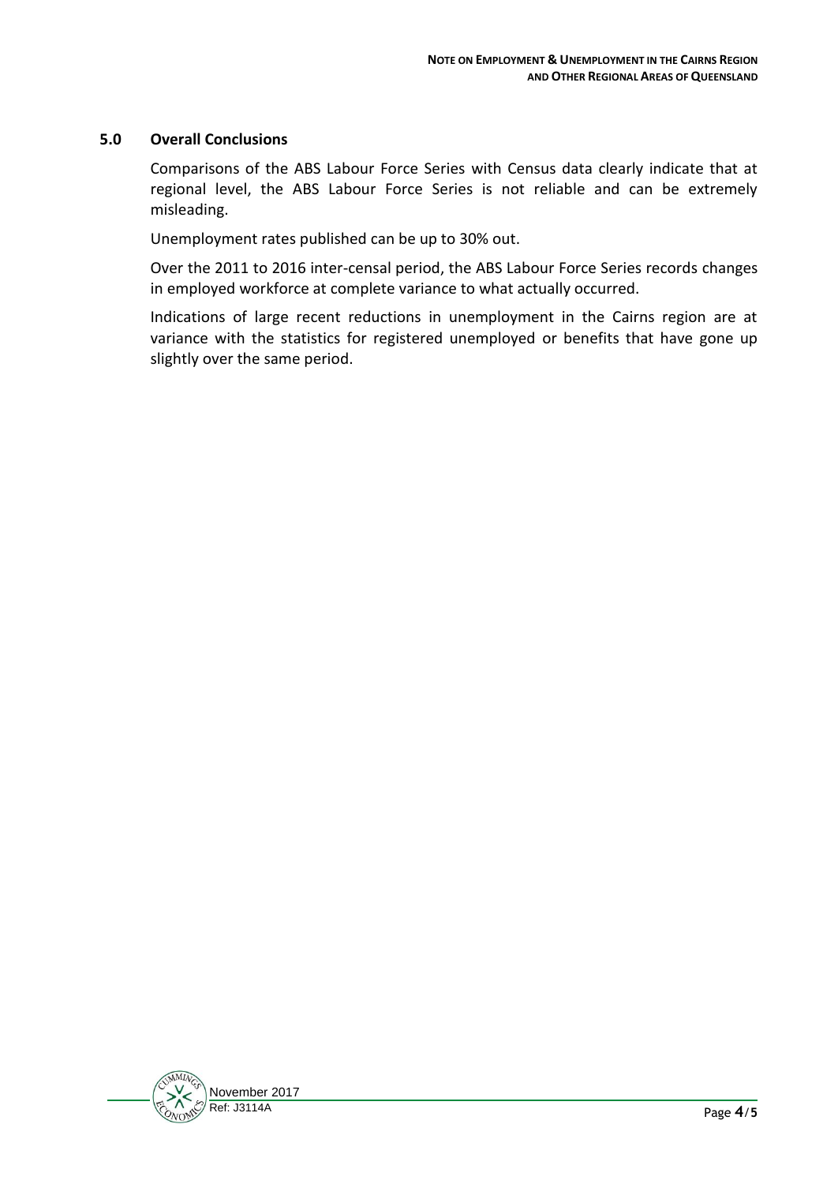## 5.0 Overall Conclusions

Comparisons of the ABS Labour Force Series with Census data clearly indicate that at regional level, the ABS Labour Force Series is not reliable and can be extremely misleading.

Unemployment rates published can be up to 30% out.

Over the 2011 to 2016 inter-censal period, the ABS Labour Force Series records changes in employed workforce at complete variance to what actually occurred.

Indications of large recent reductions in unemployment in the Cairns region are at variance with the statistics for registered unemployed or benefits that have gone up slightly over the same period.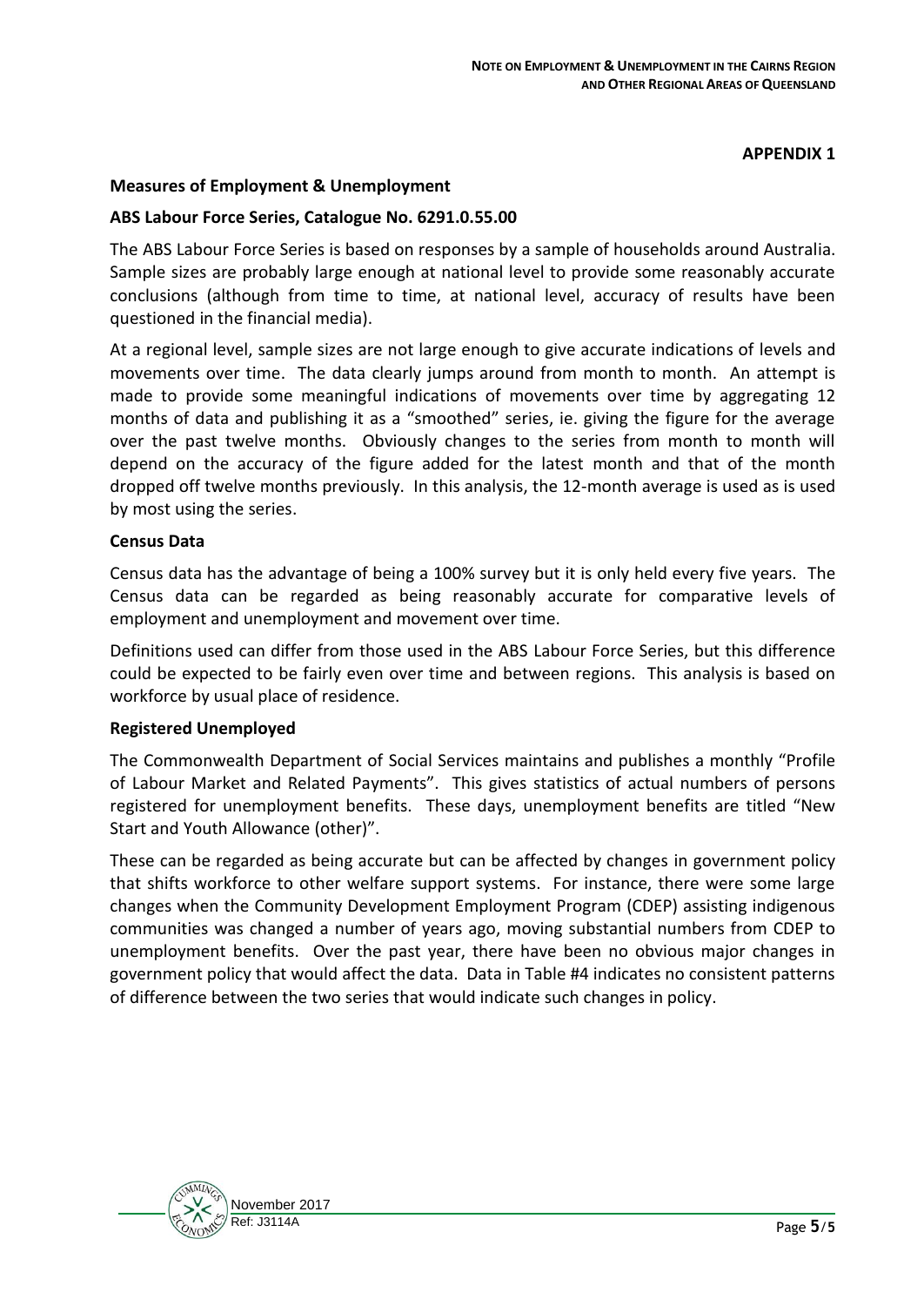## APPENDIX 1

### Measures of Employment & Unemployment

**ABS Labour Force Series, Catalogue No. 6291.0.55.00**

The ABS Labour Force Series is based on responses by a sample of households around Australia. Sample sizes are probably large enough at national level to provide some reasonably accurate conclusions (although from time to time, at national level, accuracy of results have been questioned in the financial media).

At a regional level, sample sizes are not large enough to give accurate indications of levels and movements over time. The data clearly jumps around from month to month. An attempt is made to provide some meaningful indications of movements over time by aggregating 12 months of data and publishing it as a "smoothed" series, ie. giving the figure for the average over the past twelve months. Obviously changes to the series from month to month will depend on the accuracy of the figure added for the latest month and that of the month dropped off twelve months previously. In this analysis, the 12-month average is used as is used by most using the series.

**Census Data**

Census data has the advantage of being a 100% survey but it is only held every five years. The Census data can be regarded as being reasonably accurate for comparative levels of employment and unemployment and movement over time.

Definitions used can differ from those used in the ABS Labour Force Series, but this difference could be expected to be fairly even over time and between regions. This analysis is based on workforce by usual place of residence.

**Registered Unemployed**

The Commonwealth Department of Social Services maintains and publishes a monthly "Profile of Labour Market and Related Payments". This gives statistics of actual numbers of persons registered for unemployment benefits. These days, unemployment benefits are titled "New Start and Youth Allowance (other)".

These can be regarded as being accurate but can be affected by changes in government policy that shifts workforce to other welfare support systems. For instance, there were some large changes when the Community Development Employment Program (CDEP) assisting indigenous communities was changed a number of years ago, moving substantial numbers from CDEP to unemployment benefits. Over the past year, there have been no obvious major changes in government policy that would affect the data. Data in Table #4 indicates no consistent patterns of difference between the two series that would indicate such changes in policy.